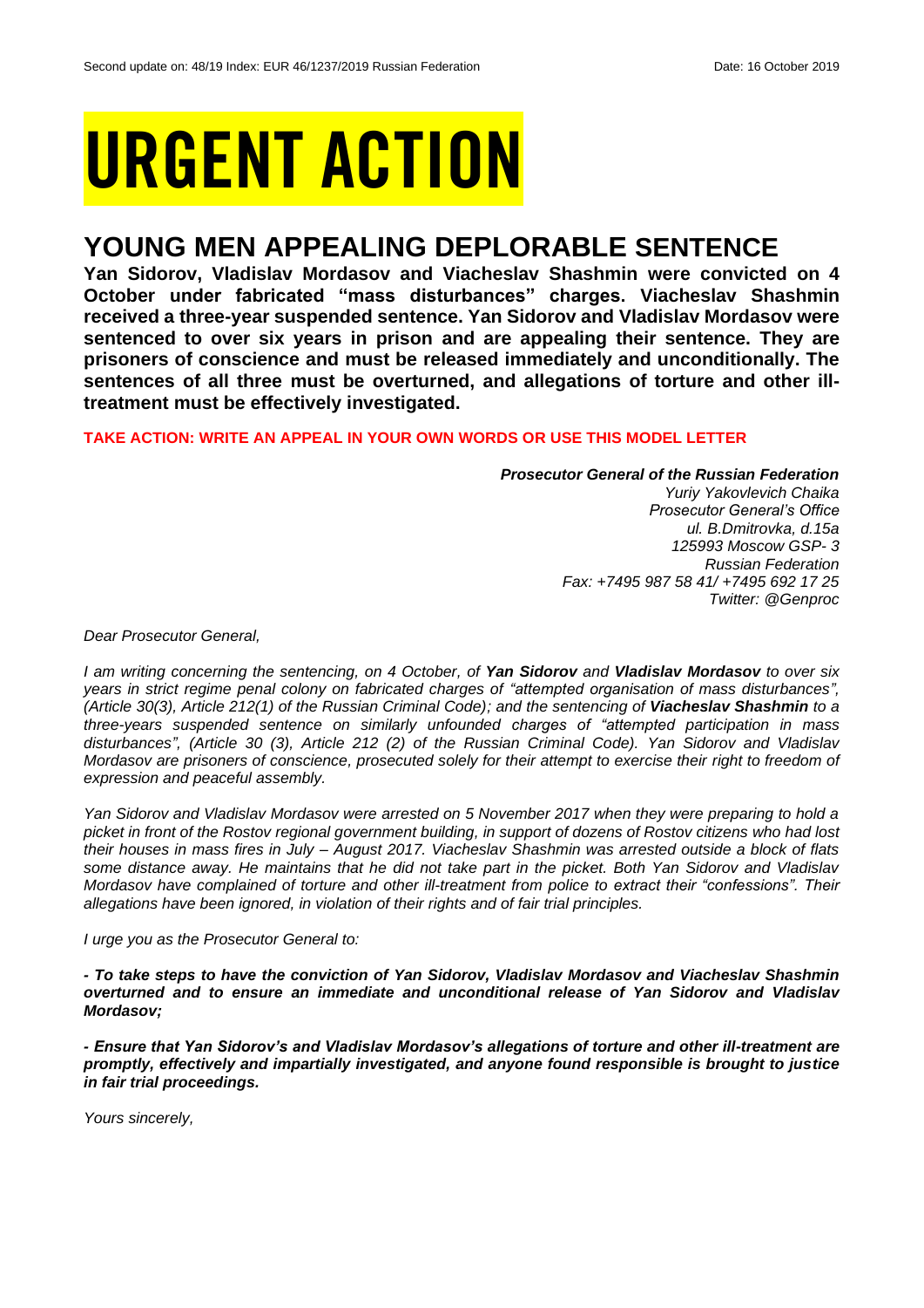Second update on: 48/19 Index: EUR 46/1237/2019 Russian Federation Date: 16 October 2019

# URGENT ACTION

## YOUNG MEN APPEALING DEPLORABLE SENTENCE

**Yan Sidorov, Vladislav Mordasov and Viacheslav Shashmin were convicted on 4 October under fabricated "mass disturbances" charges. Viacheslav Shashmin received a three-year suspended sentence. Yan Sidorov and Vladislav Mordasov were sentenced to over six years in prison and are appealing their sentence. They are prisoners of conscience and must be released immediately and unconditionally. The sentences of all three must be overturned, and allegations of torture and other ill-treatment must be effectively investigated.**

**TAKE ACTION: WRITE AN APPEAL IN YOUR OWN WORDS OR USE THIS MODEL LETTER**

***Prosecutor General of the Russian Federation***
*Yuriy Yakovlevich Chaika*
*Prosecutor General's Office*
*ul. B.Dmitrovka, d.15a*
*125993 Moscow GSP- 3*
*Russian Federation*
*Fax: +7495 987 58 41/ +7495 692 17 25*
*Twitter: @Genproc*

*Dear Prosecutor General,*

*I am writing concerning the sentencing, on 4 October, of **Yan Sidorov** and **Vladislav Mordasov** to over six years in strict regime penal colony on fabricated charges of "attempted organisation of mass disturbances", (Article 30(3), Article 212(1) of the Russian Criminal Code); and the sentencing of **Viacheslav Shashmin** to a three-years suspended sentence on similarly unfounded charges of "attempted participation in mass disturbances", (Article 30 (3), Article 212 (2) of the Russian Criminal Code). Yan Sidorov and Vladislav Mordasov are prisoners of conscience, prosecuted solely for their attempt to exercise their right to freedom of expression and peaceful assembly.*

*Yan Sidorov and Vladislav Mordasov were arrested on 5 November 2017 when they were preparing to hold a picket in front of the Rostov regional government building, in support of dozens of Rostov citizens who had lost their houses in mass fires in July – August 2017. Viacheslav Shashmin was arrested outside a block of flats some distance away. He maintains that he did not take part in the picket. Both Yan Sidorov and Vladislav Mordasov have complained of torture and other ill-treatment from police to extract their "confessions". Their allegations have been ignored, in violation of their rights and of fair trial principles.*

*I urge you as the Prosecutor General to:*

***- To take steps to have the conviction of Yan Sidorov, Vladislav Mordasov and Viacheslav Shashmin overturned and to ensure an immediate and unconditional release of Yan Sidorov and Vladislav Mordasov;***

***- Ensure that Yan Sidorov's and Vladislav Mordasov's allegations of torture and other ill-treatment are promptly, effectively and impartially investigated, and anyone found responsible is brought to justice in fair trial proceedings.***

*Yours sincerely,*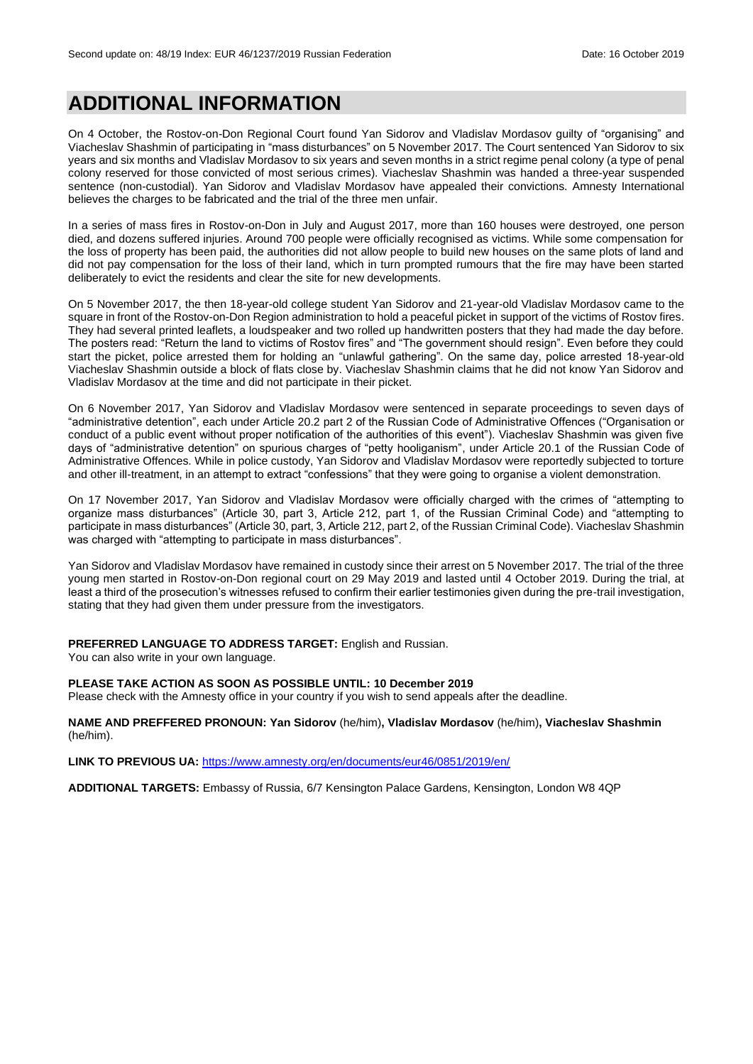# ADDITIONAL INFORMATION

On 4 October, the Rostov-on-Don Regional Court found Yan Sidorov and Vladislav Mordasov guilty of "organising" and Viacheslav Shashmin of participating in "mass disturbances" on 5 November 2017. The Court sentenced Yan Sidorov to six years and six months and Vladislav Mordasov to six years and seven months in a strict regime penal colony (a type of penal colony reserved for those convicted of most serious crimes). Viacheslav Shashmin was handed a three-year suspended sentence (non-custodial). Yan Sidorov and Vladislav Mordasov have appealed their convictions. Amnesty International believes the charges to be fabricated and the trial of the three men unfair.

In a series of mass fires in Rostov-on-Don in July and August 2017, more than 160 houses were destroyed, one person died, and dozens suffered injuries. Around 700 people were officially recognised as victims. While some compensation for the loss of property has been paid, the authorities did not allow people to build new houses on the same plots of land and did not pay compensation for the loss of their land, which in turn prompted rumours that the fire may have been started deliberately to evict the residents and clear the site for new developments.

On 5 November 2017, the then 18-year-old college student Yan Sidorov and 21-year-old Vladislav Mordasov came to the square in front of the Rostov-on-Don Region administration to hold a peaceful picket in support of the victims of Rostov fires. They had several printed leaflets, a loudspeaker and two rolled up handwritten posters that they had made the day before. The posters read: "Return the land to victims of Rostov fires" and "The government should resign". Even before they could start the picket, police arrested them for holding an "unlawful gathering". On the same day, police arrested 18-year-old Viacheslav Shashmin outside a block of flats close by. Viacheslav Shashmin claims that he did not know Yan Sidorov and Vladislav Mordasov at the time and did not participate in their picket.

On 6 November 2017, Yan Sidorov and Vladislav Mordasov were sentenced in separate proceedings to seven days of "administrative detention", each under Article 20.2 part 2 of the Russian Code of Administrative Offences ("Organisation or conduct of a public event without proper notification of the authorities of this event"). Viacheslav Shashmin was given five days of "administrative detention" on spurious charges of "petty hooliganism", under Article 20.1 of the Russian Code of Administrative Offences. While in police custody, Yan Sidorov and Vladislav Mordasov were reportedly subjected to torture and other ill-treatment, in an attempt to extract "confessions" that they were going to organise a violent demonstration.

On 17 November 2017, Yan Sidorov and Vladislav Mordasov were officially charged with the crimes of "attempting to organize mass disturbances" (Article 30, part 3, Article 212, part 1, of the Russian Criminal Code) and "attempting to participate in mass disturbances" (Article 30, part, 3, Article 212, part 2, of the Russian Criminal Code). Viacheslav Shashmin was charged with "attempting to participate in mass disturbances".

Yan Sidorov and Vladislav Mordasov have remained in custody since their arrest on 5 November 2017. The trial of the three young men started in Rostov-on-Don regional court on 29 May 2019 and lasted until 4 October 2019. During the trial, at least a third of the prosecution's witnesses refused to confirm their earlier testimonies given during the pre-trail investigation, stating that they had given them under pressure from the investigators.

**PREFERRED LANGUAGE TO ADDRESS TARGET:** English and Russian.
You can also write in your own language.

**PLEASE TAKE ACTION AS SOON AS POSSIBLE UNTIL: 10 December 2019**
Please check with the Amnesty office in your country if you wish to send appeals after the deadline.

**NAME AND PREFFERED PRONOUN: Yan Sidorov** (he/him)**, Vladislav Mordasov** (he/him)**, Viacheslav Shashmin** (he/him).

**LINK TO PREVIOUS UA:** https://www.amnesty.org/en/documents/eur46/0851/2019/en/

**ADDITIONAL TARGETS:** Embassy of Russia, 6/7 Kensington Palace Gardens, Kensington, London W8 4QP